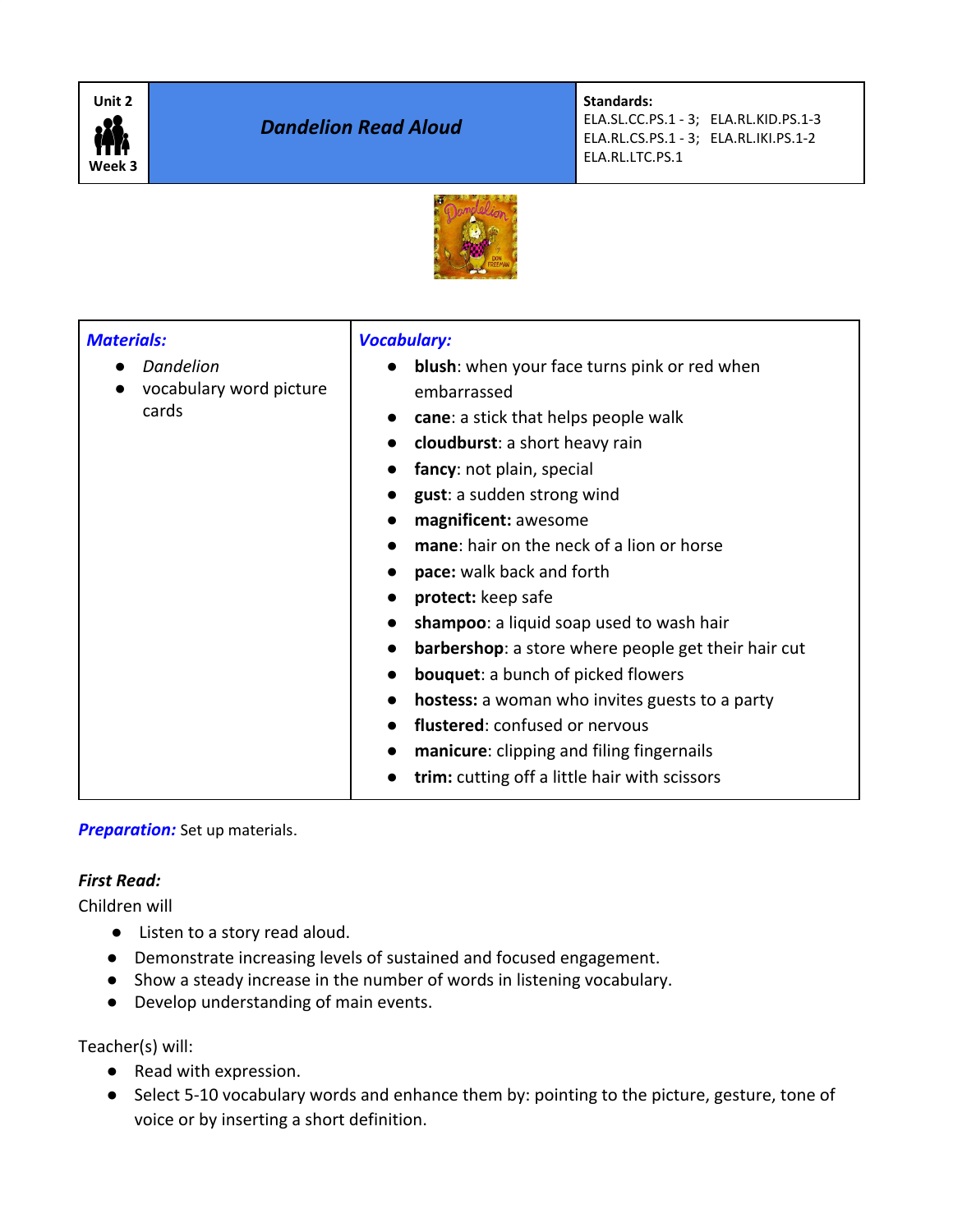| Unit 2 Week 3 | ***Dandelion Read Aloud*** | **Standards:** ELA.SL.CC.PS.1 - 3; ELA.RL.KID.PS.1-3 ELA.RL.CS.PS.1 - 3; ELA.RL.IKI.PS.1-2 ELA.RL.LTC.PS.1 |
|---|---|---|

| ***Materials:*** | ***Vocabulary:*** |
|---|---|
| • *Dandelion*<br>• vocabulary word picture cards | • **blush**: when your face turns pink or red when embarrassed<br>• **cane**: a stick that helps people walk<br>• **cloudburst**: a short heavy rain<br>• **fancy**: not plain, special<br>• **gust**: a sudden strong wind<br>• **magnificent:** awesome<br>• **mane**: hair on the neck of a lion or horse<br>• **pace:** walk back and forth<br>• **protect:** keep safe<br>• **shampoo**: a liquid soap used to wash hair<br>• **barbershop**: a store where people get their hair cut<br>• **bouquet**: a bunch of picked flowers<br>• **hostess:** a woman who invites guests to a party<br>• **flustered**: confused or nervous<br>• **manicure**: clipping and filing fingernails<br>• **trim:** cutting off a little hair with scissors |

***Preparation:*** Set up materials.

***First Read:***

Children will

- Listen to a story read aloud.
- Demonstrate increasing levels of sustained and focused engagement.
- Show a steady increase in the number of words in listening vocabulary.
- Develop understanding of main events.

Teacher(s) will:

- Read with expression.
- Select 5-10 vocabulary words and enhance them by: pointing to the picture, gesture, tone of voice or by inserting a short definition.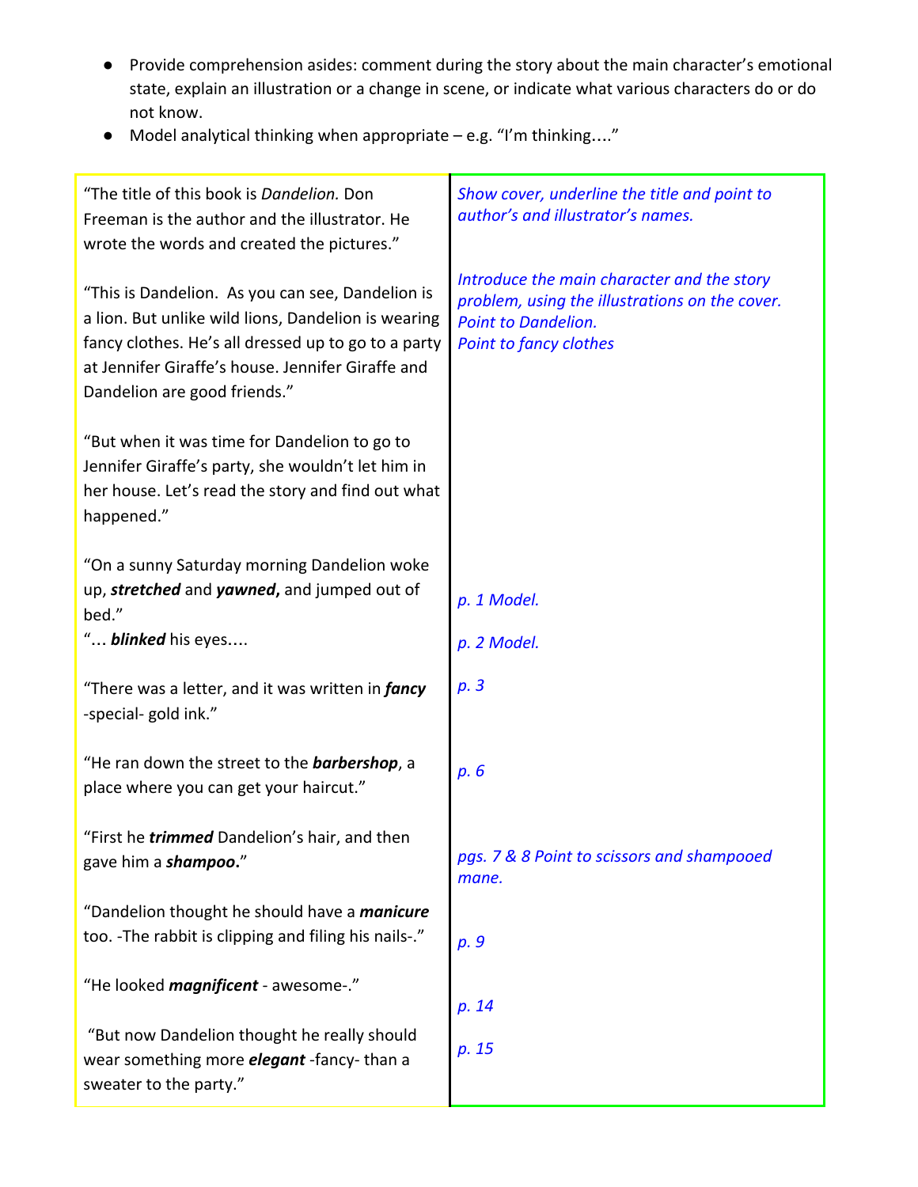- Provide comprehension asides: comment during the story about the main character's emotional state, explain an illustration or a change in scene, or indicate what various characters do or do not know.
- Model analytical thinking when appropriate – e.g. "I'm thinking…."

| | |
|---|---|
| "The title of this book is *Dandelion.* Don Freeman is the author and the illustrator. He wrote the words and created the pictures." | *Show cover, underline the title and point to author's and illustrator's names.* |
| "This is Dandelion. As you can see, Dandelion is a lion. But unlike wild lions, Dandelion is wearing fancy clothes. He's all dressed up to go to a party at Jennifer Giraffe's house. Jennifer Giraffe and Dandelion are good friends." | *Introduce the main character and the story problem, using the illustrations on the cover. Point to Dandelion. Point to fancy clothes* |
| "But when it was time for Dandelion to go to Jennifer Giraffe's party, she wouldn't let him in her house. Let's read the story and find out what happened." | |
| "On a sunny Saturday morning Dandelion woke up, ***stretched*** and ***yawned,*** and jumped out of bed." | *p. 1 Model.* |
| "… ***blinked*** his eyes…. | *p. 2 Model.* |
| "There was a letter, and it was written in ***fancy*** -special- gold ink." | *p. 3* |
| "He ran down the street to the ***barbershop***, a place where you can get your haircut." | *p. 6* |
| "First he ***trimmed*** Dandelion's hair, and then gave him a ***shampoo*.**" | *pgs. 7 & 8 Point to scissors and shampooed mane.* |
| "Dandelion thought he should have a ***manicure*** too. -The rabbit is clipping and filing his nails-." | *p. 9* |
| "He looked ***magnificent*** - awesome-." | *p. 14* |
| "But now Dandelion thought he really should wear something more ***elegant*** -fancy- than a sweater to the party." | *p. 15* |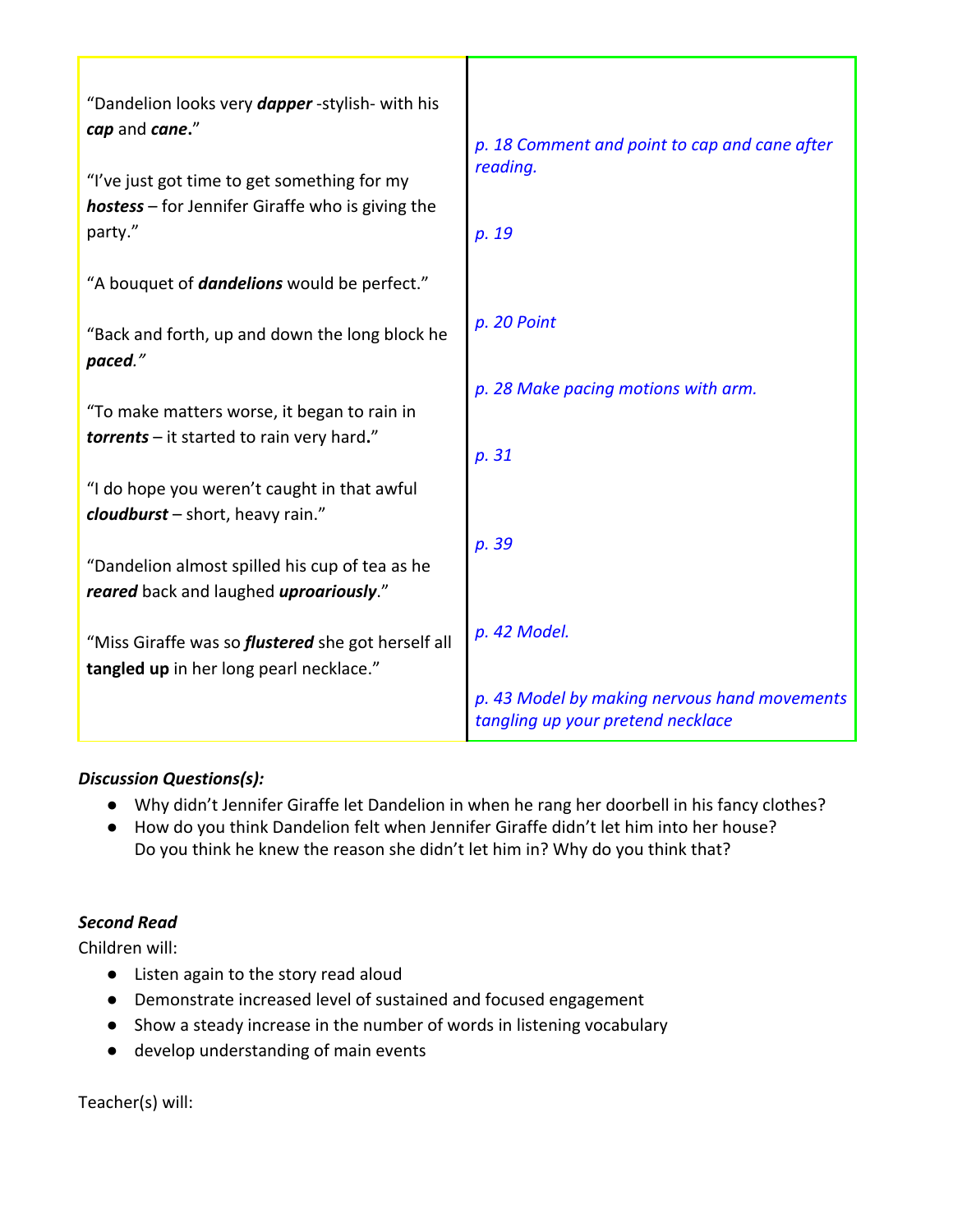| | |
|---|---|
| "Dandelion looks very ***dapper*** -stylish- with his ***cap*** and ***cane*.**" | *p. 18 Comment and point to cap and cane after reading.* |
| "I've just got time to get something for my ***hostess*** – for Jennifer Giraffe who is giving the party." | *p. 19* |
| "A bouquet of ***dandelions*** would be perfect." | *p. 20 Point* |
| "Back and forth, up and down the long block he ***paced***.*"* | *p. 28 Make pacing motions with arm.* |
| "To make matters worse, it began to rain in ***torrents*** – it started to rain very hard**.**" | *p. 31* |
| "I do hope you weren't caught in that awful ***cloudburst*** – short, heavy rain." | *p. 39* |
| "Dandelion almost spilled his cup of tea as he ***reared*** back and laughed ***uproariously***." | *p. 42 Model.* |
| "Miss Giraffe was so ***flustered*** she got herself all **tangled up** in her long pearl necklace." | *p. 43 Model by making nervous hand movements tangling up your pretend necklace* |

***Discussion Questions(s):***

- Why didn't Jennifer Giraffe let Dandelion in when he rang her doorbell in his fancy clothes?
- How do you think Dandelion felt when Jennifer Giraffe didn't let him into her house? Do you think he knew the reason she didn't let him in? Why do you think that?

***Second Read***

Children will:

- Listen again to the story read aloud
- Demonstrate increased level of sustained and focused engagement
- Show a steady increase in the number of words in listening vocabulary
- develop understanding of main events

Teacher(s) will: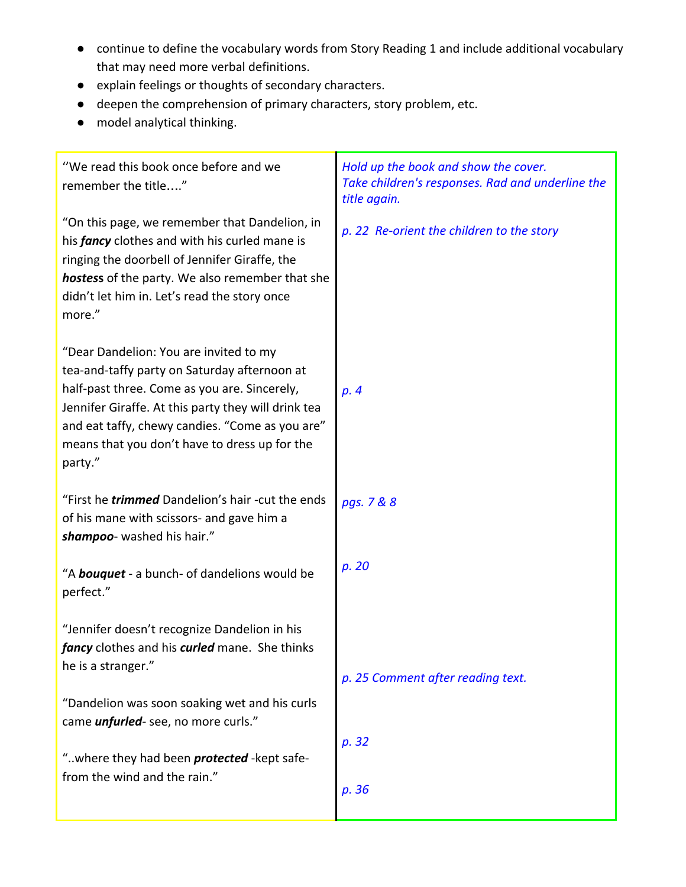- continue to define the vocabulary words from Story Reading 1 and include additional vocabulary that may need more verbal definitions.
- explain feelings or thoughts of secondary characters.
- deepen the comprehension of primary characters, story problem, etc.
- model analytical thinking.

| | |
|---|---|
| "We read this book once before and we remember the title…." | *Hold up the book and show the cover. Take children's responses. Rad and underline the title again.* |
| "On this page, we remember that Dandelion, in his ***fancy*** clothes and with his curled mane is ringing the doorbell of Jennifer Giraffe, the ***hostess*** of the party. We also remember that she didn't let him in. Let's read the story once more." | *p. 22 Re-orient the children to the story* |
| "Dear Dandelion: You are invited to my tea-and-taffy party on Saturday afternoon at half-past three. Come as you are. Sincerely, Jennifer Giraffe. At this party they will drink tea and eat taffy, chewy candies. "Come as you are" means that you don't have to dress up for the party." | *p. 4* |
| "First he ***trimmed*** Dandelion's hair -cut the ends of his mane with scissors- and gave him a ***shampoo***- washed his hair." | *pgs. 7 & 8* |
| "A ***bouquet*** - a bunch- of dandelions would be perfect." | *p. 20* |
| "Jennifer doesn't recognize Dandelion in his ***fancy*** clothes and his ***curled*** mane. She thinks he is a stranger." | *p. 25 Comment after reading text.* |
| "Dandelion was soon soaking wet and his curls came ***unfurled***- see, no more curls." | *p. 32* |
| "..where they had been ***protected*** -kept safe- from the wind and the rain." | *p. 36* |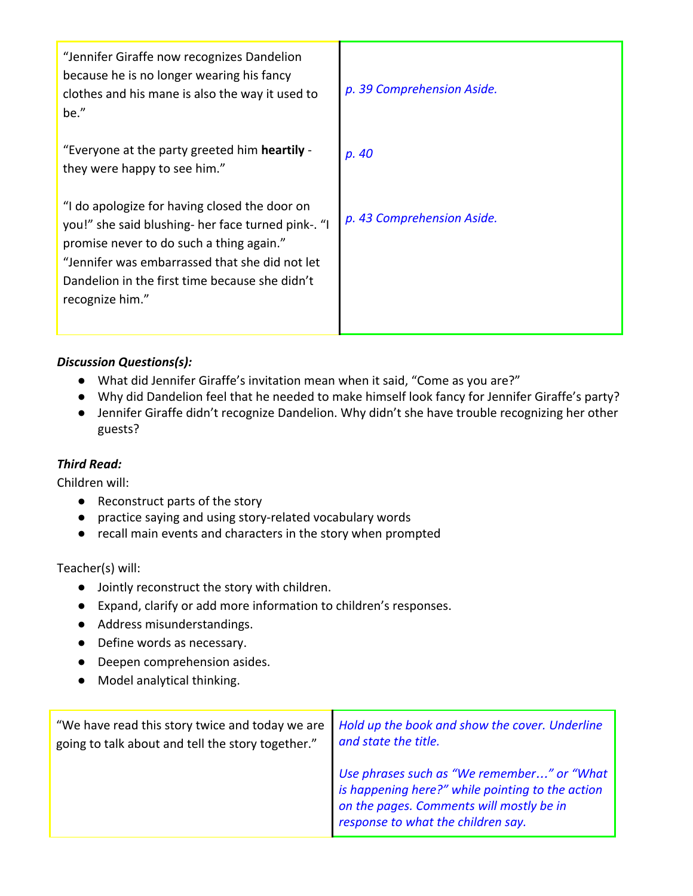| | |
|---|---|
| "Jennifer Giraffe now recognizes Dandelion because he is no longer wearing his fancy clothes and his mane is also the way it used to be." | *p. 39 Comprehension Aside.* |
| "Everyone at the party greeted him **heartily** - they were happy to see him." | *p. 40* |
| "I do apologize for having closed the door on you!" she said blushing- her face turned pink-. "I promise never to do such a thing again." "Jennifer was embarrassed that she did not let Dandelion in the first time because she didn't recognize him." | *p. 43 Comprehension Aside.* |

***Discussion Questions(s):***

- What did Jennifer Giraffe's invitation mean when it said, "Come as you are?"
- Why did Dandelion feel that he needed to make himself look fancy for Jennifer Giraffe's party?
- Jennifer Giraffe didn't recognize Dandelion. Why didn't she have trouble recognizing her other guests?

***Third Read:***

Children will:

- Reconstruct parts of the story
- practice saying and using story-related vocabulary words
- recall main events and characters in the story when prompted

Teacher(s) will:

- Jointly reconstruct the story with children.
- Expand, clarify or add more information to children's responses.
- Address misunderstandings.
- Define words as necessary.
- Deepen comprehension asides.
- Model analytical thinking.

| | |
|---|---|
| "We have read this story twice and today we are going to talk about and tell the story together." | *Hold up the book and show the cover. Underline and state the title.*<br><br>*Use phrases such as "We remember…" or "What is happening here?" while pointing to the action on the pages. Comments will mostly be in response to what the children say.* |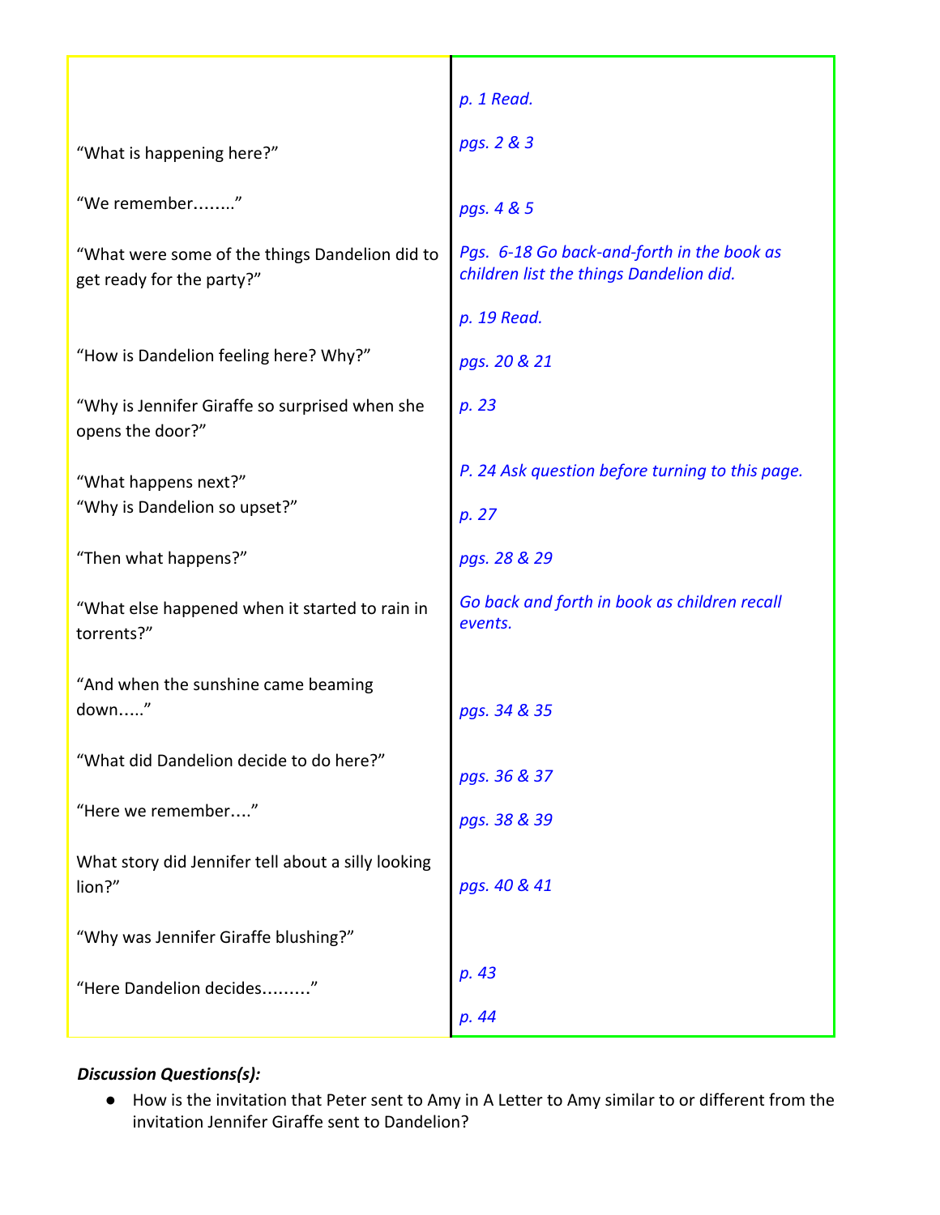| | |
|---|---|
| | *p. 1 Read.* |
| "What is happening here?" | *pgs. 2 & 3* |
| "We remember…….." | *pgs. 4 & 5* |
| "What were some of the things Dandelion did to get ready for the party?" | *Pgs. 6-18 Go back-and-forth in the book as children list the things Dandelion did.* |
| | *p. 19 Read.* |
| "How is Dandelion feeling here? Why?" | *pgs. 20 & 21* |
| "Why is Jennifer Giraffe so surprised when she opens the door?" | *p. 23* |
| "What happens next?" | *P. 24 Ask question before turning to this page.* |
| "Why is Dandelion so upset?" | *p. 27* |
| "Then what happens?" | *pgs. 28 & 29* |
| "What else happened when it started to rain in torrents?" | *Go back and forth in book as children recall events.* |
| "And when the sunshine came beaming down….." | *pgs. 34 & 35* |
| "What did Dandelion decide to do here?" | *pgs. 36 & 37* |
| "Here we remember…." | *pgs. 38 & 39* |
| What story did Jennifer tell about a silly looking lion?" | *pgs. 40 & 41* |
| "Why was Jennifer Giraffe blushing?" | |
| "Here Dandelion decides………" | *p. 43* |
| | *p. 44* |

***Discussion Questions(s):***

- How is the invitation that Peter sent to Amy in A Letter to Amy similar to or different from the invitation Jennifer Giraffe sent to Dandelion?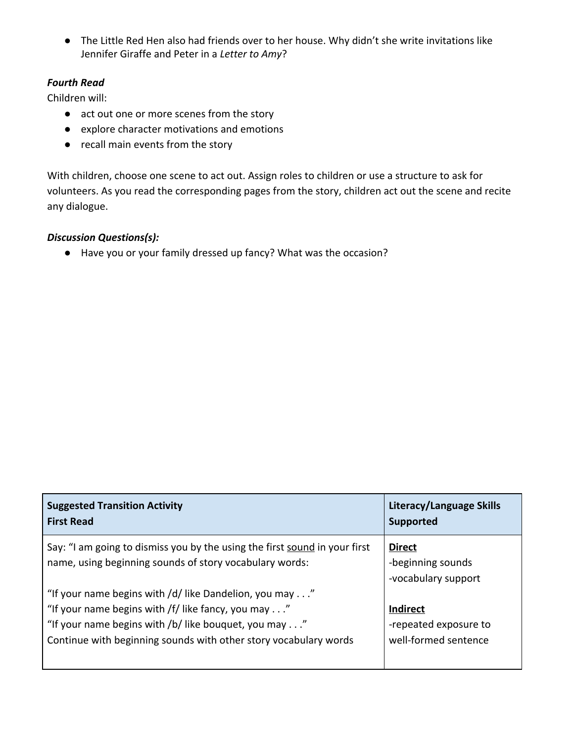- The Little Red Hen also had friends over to her house. Why didn't she write invitations like Jennifer Giraffe and Peter in a *Letter to Amy*?

***Fourth Read***

Children will:

- act out one or more scenes from the story
- explore character motivations and emotions
- recall main events from the story

With children, choose one scene to act out. Assign roles to children or use a structure to ask for volunteers. As you read the corresponding pages from the story, children act out the scene and recite any dialogue.

***Discussion Questions(s):***

- Have you or your family dressed up fancy? What was the occasion?

| **Suggested Transition Activity**<br>**First Read** | **Literacy/Language Skills Supported** |
|---|---|
| Say: "I am going to dismiss you by the using the first <u>sound</u> in your first name, using beginning sounds of story vocabulary words:<br><br>"If your name begins with /d/ like Dandelion, you may . . ."<br>"If your name begins with /f/ like fancy, you may . . ."<br>"If your name begins with /b/ like bouquet, you may . . ."<br>Continue with beginning sounds with other story vocabulary words | <u>**Direct**</u><br>-beginning sounds<br>-vocabulary support<br><br><u>**Indirect**</u><br>-repeated exposure to well-formed sentence |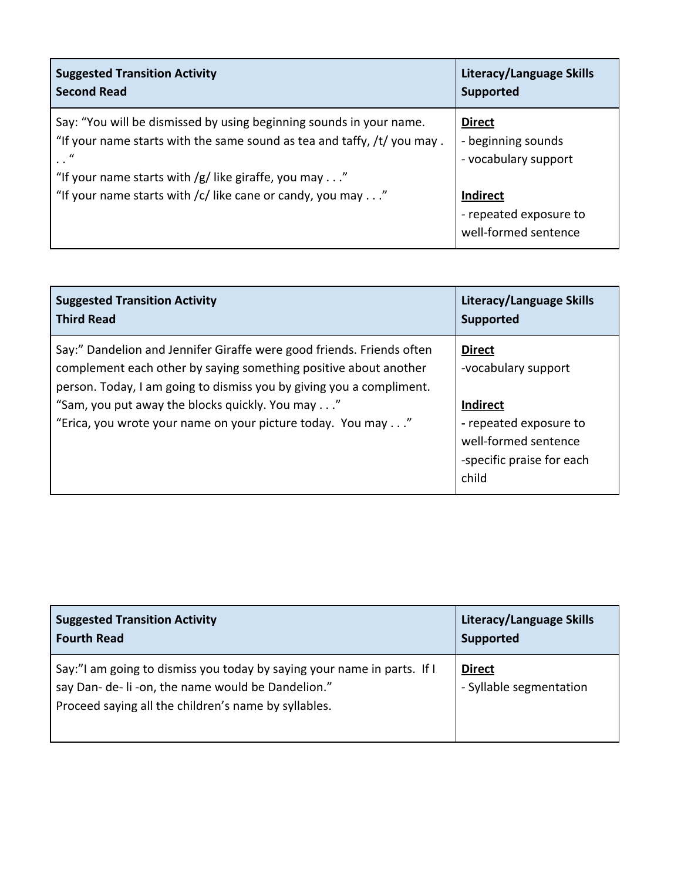| Suggested Transition Activity<br>Second Read | Literacy/Language Skills Supported |
|---|---|
| Say: "You will be dismissed by using beginning sounds in your name.<br>"If your name starts with the same sound as tea and taffy, /t/ you may . . . "<br>"If your name starts with /g/ like giraffe, you may . . ."<br>"If your name starts with /c/ like cane or candy, you may . . ." | **Direct**<br>- beginning sounds<br>- vocabulary support<br><br>**Indirect**<br>- repeated exposure to well-formed sentence |

| Suggested Transition Activity<br>Third Read | Literacy/Language Skills Supported |
|---|---|
| Say:" Dandelion and Jennifer Giraffe were good friends. Friends often complement each other by saying something positive about another person. Today, I am going to dismiss you by giving you a compliment.<br>"Sam, you put away the blocks quickly. You may . . ."<br>"Erica, you wrote your name on your picture today. You may . . ." | **Direct**<br>-vocabulary support<br><br>**Indirect**<br>- repeated exposure to well-formed sentence<br>-specific praise for each child |

| Suggested Transition Activity<br>Fourth Read | Literacy/Language Skills Supported |
|---|---|
| Say:"I am going to dismiss you today by saying your name in parts. If I say Dan- de- li -on, the name would be Dandelion."<br>Proceed saying all the children's name by syllables. | **Direct**<br>- Syllable segmentation |